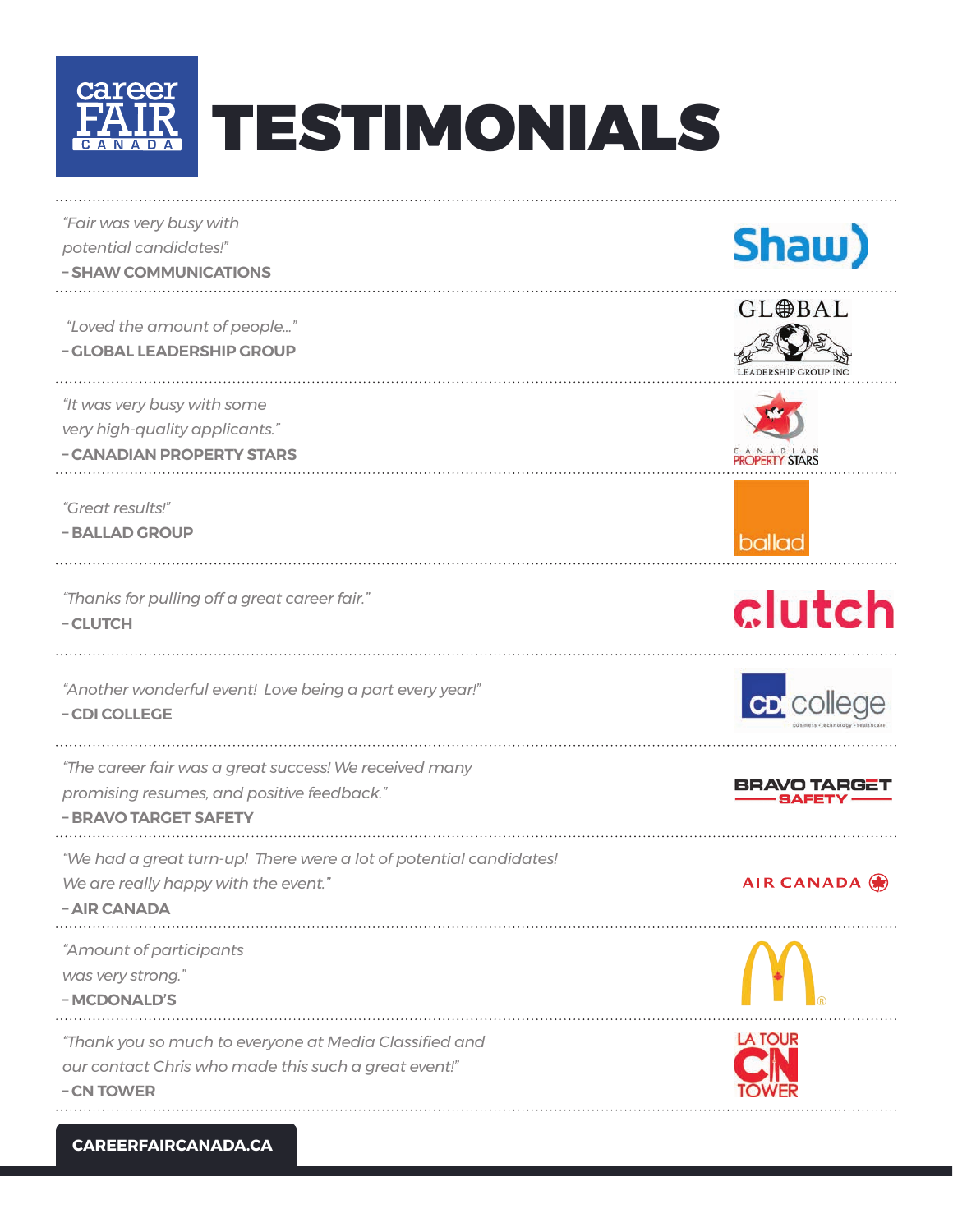# TESTIMONIALS

*"Fair was very busy with potential candidates!"*
**– SHAW COMMUNICATIONS**

---

*"Loved the amount of people..."*
**– GLOBAL LEADERSHIP GROUP**

---

*"It was very busy with some very high-quality applicants."*
**– CANADIAN PROPERTY STARS**

---

*"Great results!"*
**– BALLAD GROUP**

---

*"Thanks for pulling off a great career fair."*
**– CLUTCH**

---

*"Another wonderful event! Love being a part every year!"*
**– CDI COLLEGE**

---

*"The career fair was a great success! We received many promising resumes, and positive feedback."*
**– BRAVO TARGET SAFETY**

---

*"We had a great turn-up! There were a lot of potential candidates! We are really happy with the event."*
**– AIR CANADA**

---

*"Amount of participants was very strong."*
**– MCDONALD'S**

---

*"Thank you so much to everyone at Media Classified and our contact Chris who made this such a great event!"*
**– CN TOWER**

---

**CAREERFAIRCANADA.CA**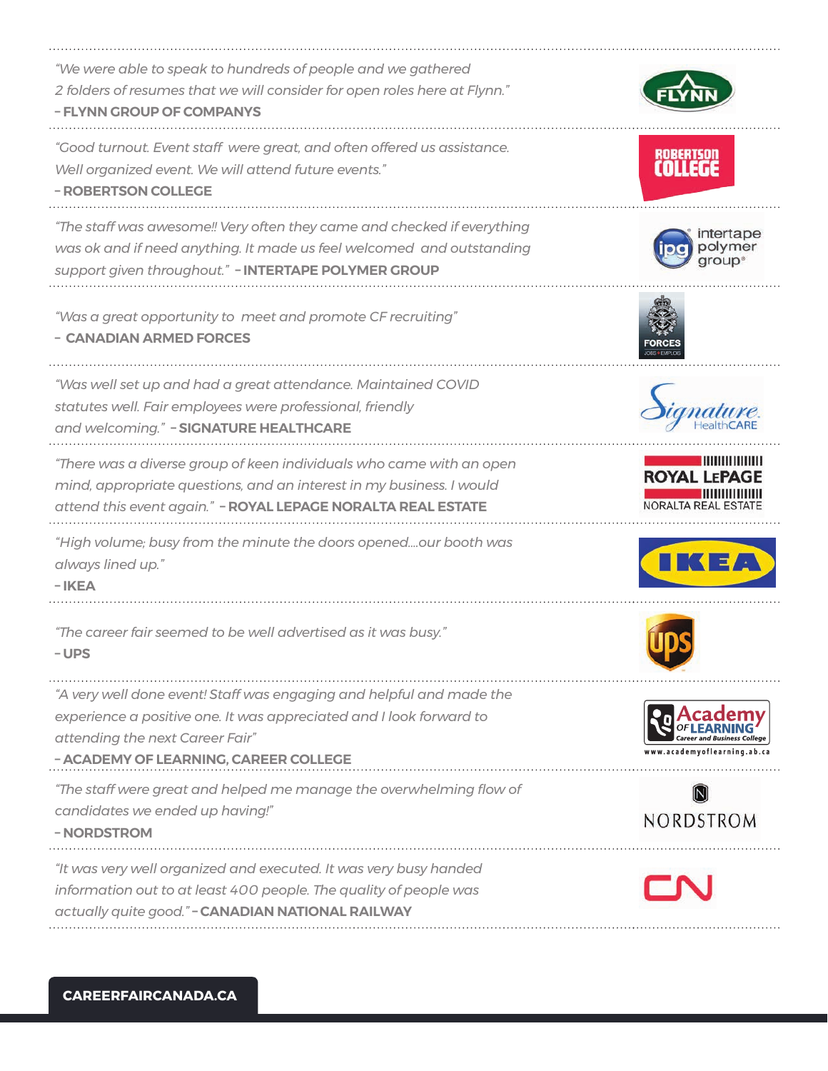*"We were able to speak to hundreds of people and we gathered 2 folders of resumes that we will consider for open roles here at Flynn."*
**– FLYNN GROUP OF COMPANYS**

---

*"Good turnout. Event staff were great, and often offered us assistance. Well organized event. We will attend future events."*
**– ROBERTSON COLLEGE**

---

*"The staff was awesome!! Very often they came and checked if everything was ok and if need anything. It made us feel welcomed and outstanding support given throughout."* **– INTERTAPE POLYMER GROUP**

---

*"Was a great opportunity to meet and promote CF recruiting"*
**– CANADIAN ARMED FORCES**

---

*"Was well set up and had a great attendance. Maintained COVID statutes well. Fair employees were professional, friendly and welcoming."* **– SIGNATURE HEALTHCARE**

---

*"There was a diverse group of keen individuals who came with an open mind, appropriate questions, and an interest in my business. I would attend this event again."* **– ROYAL LEPAGE NORALTA REAL ESTATE**

---

*"High volume; busy from the minute the doors opened....our booth was always lined up."*
**– IKEA**

---

*"The career fair seemed to be well advertised as it was busy."*
**– UPS**

---

*"A very well done event! Staff was engaging and helpful and made the experience a positive one. It was appreciated and I look forward to attending the next Career Fair"*
**– ACADEMY OF LEARNING, CAREER COLLEGE**

---

*"The staff were great and helped me manage the overwhelming flow of candidates we ended up having!"*
**– NORDSTROM**

---

*"It was very well organized and executed. It was very busy handed information out to at least 400 people. The quality of people was actually quite good."* **– CANADIAN NATIONAL RAILWAY**

---

**CAREERFAIRCANADA.CA**